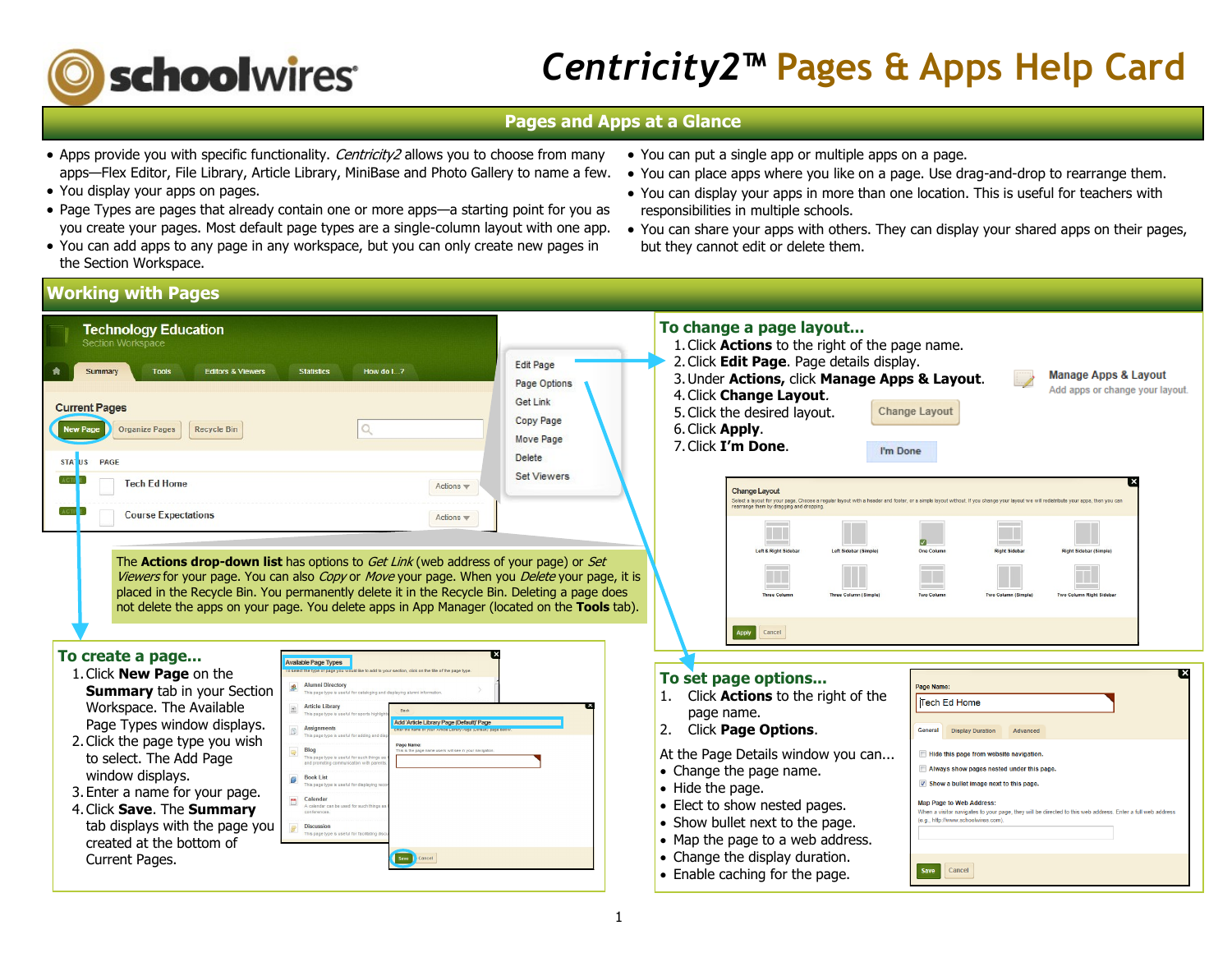# Centricity2™ Pages & Apps Help Card

## Pages and Apps at a Glance

- Apps provide you with specific functionality. *Centricity2* allows you to choose from many apps—Flex Editor, File Library, Article Library, MiniBase and Photo Gallery to name a few.
- You display your apps on pages.
- Page Types are pages that already contain one or more apps—a starting point for you as you create your pages. Most default page types are a single-column layout with one app.
- You can add apps to any page in any workspace, but you can only create new pages in the Section Workspace.
- You can put a single app or multiple apps on a page.
- You can place apps where you like on a page. Use drag-and-drop to rearrange them.
- You can display your apps in more than one location. This is useful for teachers with responsibilities in multiple schools.
- You can share your apps with others. They can display your shared apps on their pages, but they cannot edit or delete them.

## Working with Pages

The **Actions drop-down list** has options to *Get Link* (web address of your page) or *Set Viewers* for your page. You can also *Copy* or *Move* your page. When you *Delete* your page, it is placed in the Recycle Bin. You permanently delete it in the Recycle Bin. Deleting a page does not delete the apps on your page. You delete apps in App Manager (located on the **Tools** tab).

### To change a page layout...

1. Click **Actions** to the right of the page name.
2. Click **Edit Page**. Page details display.
3. Under **Actions,** click **Manage Apps & Layout**.
4. Click **Change Layout**.
5. Click the desired layout.
6. Click **Apply**.
7. Click **I'm Done**.

### To create a page...

1. Click **New Page** on the **Summary** tab in your Section Workspace. The Available Page Types window displays.
2. Click the page type you wish to select. The Add Page window displays.
3. Enter a name for your page.
4. Click **Save**. The **Summary** tab displays with the page you created at the bottom of Current Pages.

### To set page options...

1. Click **Actions** to the right of the page name.
2. Click **Page Options**.

At the Page Details window you can...

- Change the page name.
- Hide the page.
- Elect to show nested pages.
- Show bullet next to the page.
- Map the page to a web address.
- Change the display duration.
- Enable caching for the page.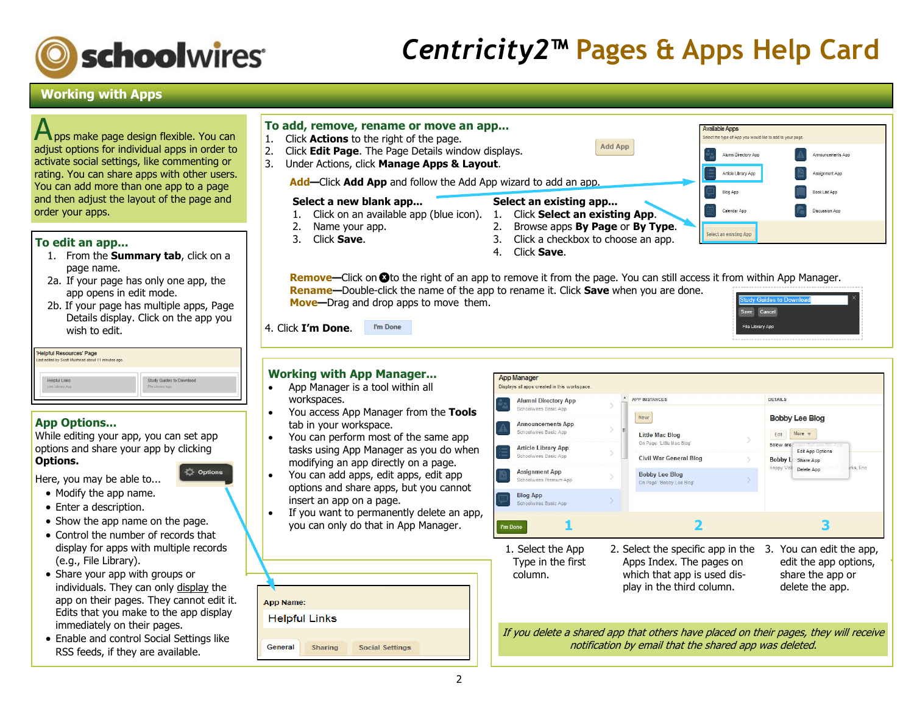# Centricity2™ Pages & Apps Help Card

## Working with Apps

Apps make page design flexible. You can adjust options for individual apps in order to activate social settings, like commenting or rating. You can share apps with other users. You can add more than one app to a page and then adjust the layout of the page and order your apps.

### To edit an app...

1. From the **Summary tab**, click on a page name.

2a. If your page has only one app, the app opens in edit mode.

2b. If your page has multiple apps, Page Details display. Click on the app you wish to edit.

### App Options...

While editing your app, you can set app options and share your app by clicking **Options.**

Here, you may be able to...

- Modify the app name.
- Enter a description.
- Show the app name on the page.
- Control the number of records that display for apps with multiple records (e.g., File Library).
- Share your app with groups or individuals. They can only display the app on their pages. They cannot edit it. Edits that you make to the app display immediately on their pages.
- Enable and control Social Settings like RSS feeds, if they are available.

### To add, remove, rename or move an app...

1. Click **Actions** to the right of the page.
2. Click **Edit Page**. The Page Details window displays.
3. Under Actions, click **Manage Apps & Layout**.

**Add**—Click **Add App** and follow the Add App wizard to add an app.

**Select a new blank app...**

1. Click on an available app (blue icon).
2. Name your app.
3. Click **Save**.

**Select an existing app...**

1. Click **Select an existing App**.
2. Browse apps **By Page** or **By Type**.
3. Click a checkbox to choose an app.
4. Click **Save**.

**Remove**—Click on ✖ to the right of an app to remove it from the page. You can still access it from within App Manager.

**Rename**—Double-click the name of the app to rename it. Click **Save** when you are done.

**Move**—Drag and drop apps to move them.

4. Click **I'm Done**.

### Working with App Manager...

- App Manager is a tool within all workspaces.
- You access App Manager from the **Tools** tab in your workspace.
- You can perform most of the same app tasks using App Manager as you do when modifying an app directly on a page.
- You can add apps, edit apps, edit app options and share apps, but you cannot insert an app on a page.
- If you want to permanently delete an app, you can only do that in App Manager.

1. Select the App Type in the first column.
2. Select the specific app in the Apps Index. The pages on which that app is used display in the third column.
3. You can edit the app, edit the app options, share the app or delete the app.

*If you delete a shared app that others have placed on their pages, they will receive notification by email that the shared app was deleted.*